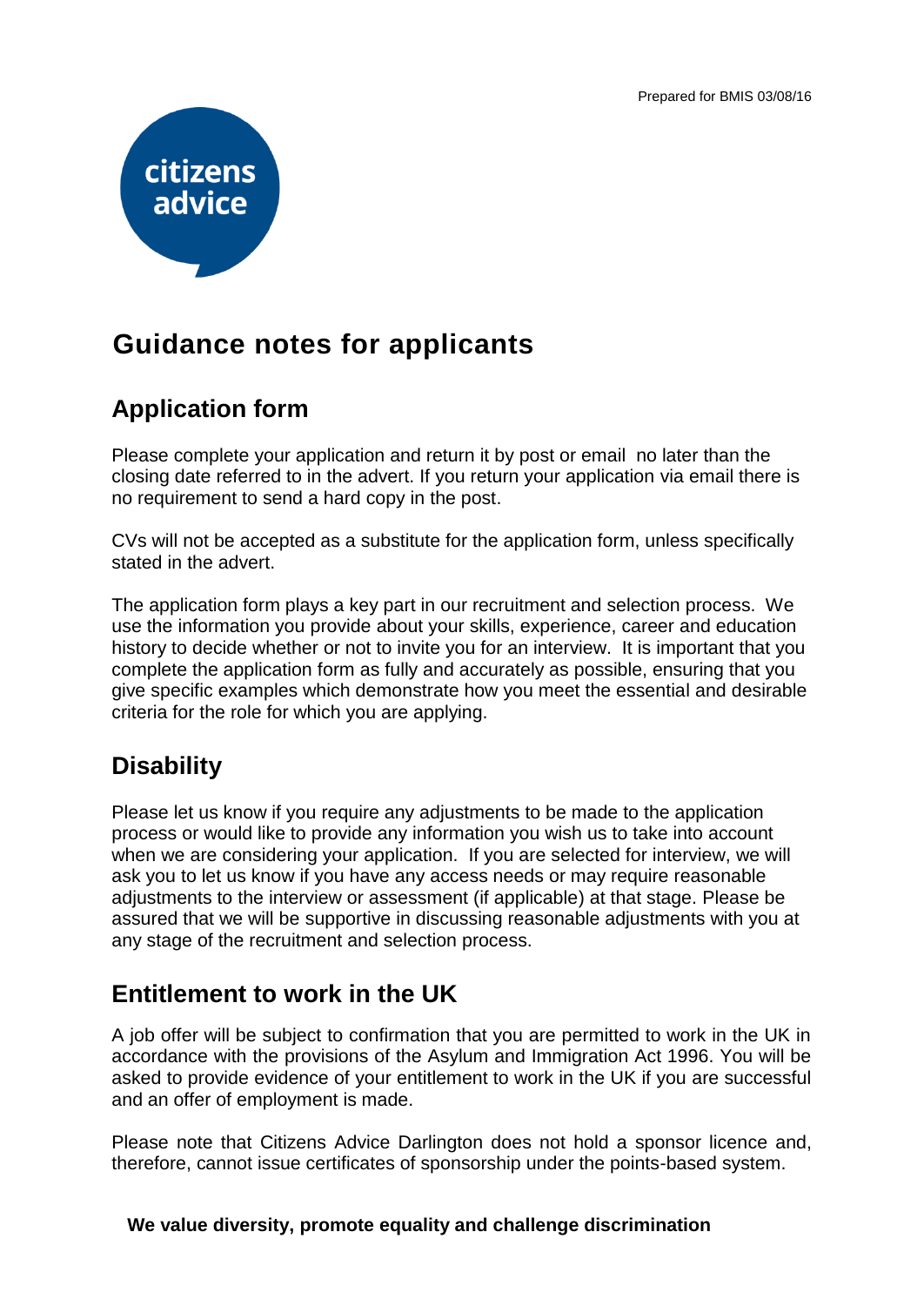Prepared for BMIS 03/08/16

citizens advice

# Guidance notes for applicants

## Application form

Please complete your application and return it by post or email no later than the closing date referred to in the advert. If you return your application via email there is no requirement to send a hard copy in the post.

CVs will not be accepted as a substitute for the application form, unless specifically stated in the advert.

The application form plays a key part in our recruitment and selection process. We use the information you provide about your skills, experience, career and education history to decide whether or not to invite you for an interview. It is important that you complete the application form as fully and accurately as possible, ensuring that you give specific examples which demonstrate how you meet the essential and desirable criteria for the role for which you are applying.

## Disability

Please let us know if you require any adjustments to be made to the application process or would like to provide any information you wish us to take into account when we are considering your application. If you are selected for interview, we will ask you to let us know if you have any access needs or may require reasonable adjustments to the interview or assessment (if applicable) at that stage. Please be assured that we will be supportive in discussing reasonable adjustments with you at any stage of the recruitment and selection process.

## Entitlement to work in the UK

A job offer will be subject to confirmation that you are permitted to work in the UK in accordance with the provisions of the Asylum and Immigration Act 1996. You will be asked to provide evidence of your entitlement to work in the UK if you are successful and an offer of employment is made.

Please note that Citizens Advice Darlington does not hold a sponsor licence and, therefore, cannot issue certificates of sponsorship under the points-based system.

**We value diversity, promote equality and challenge discrimination**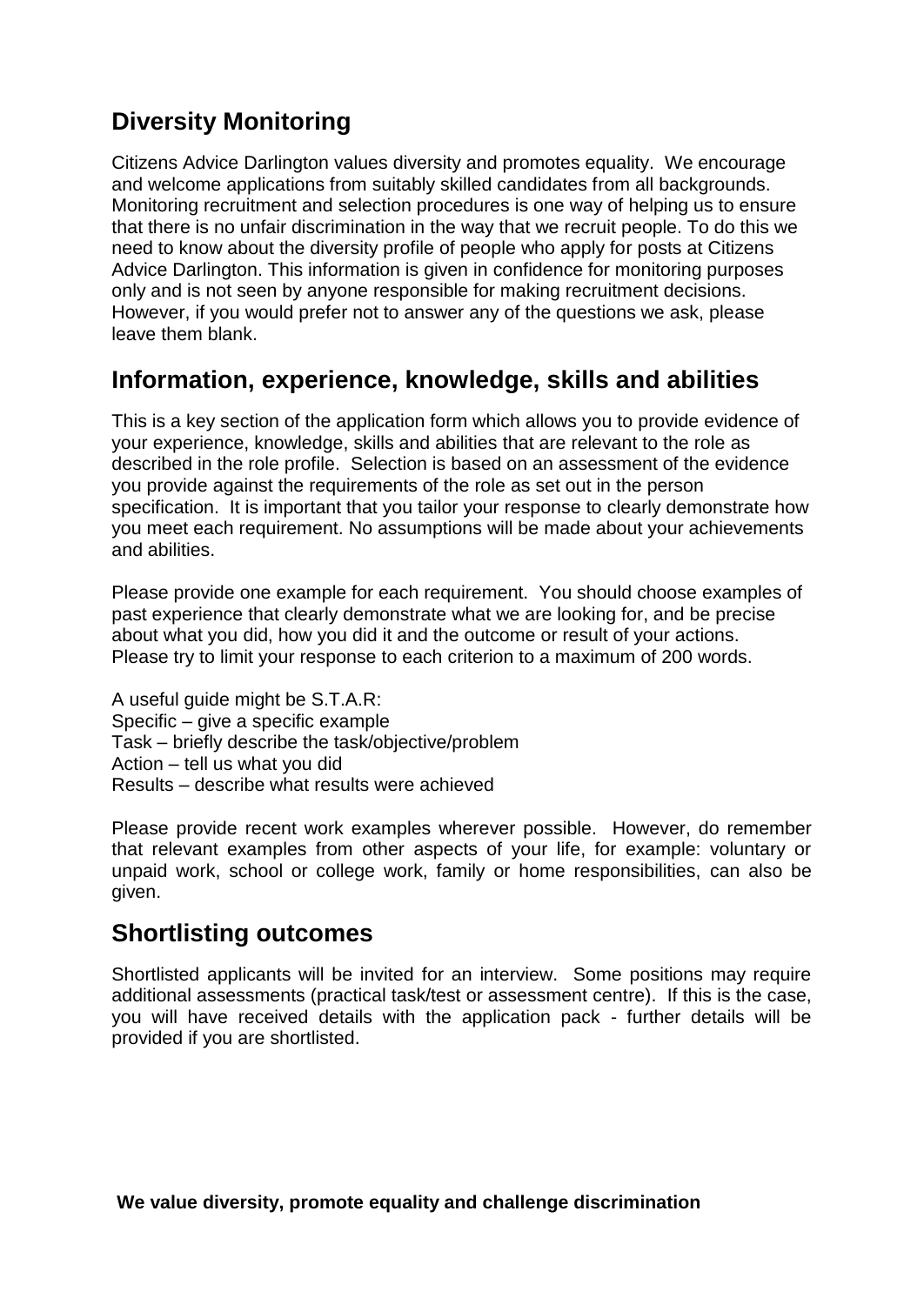## Diversity Monitoring

Citizens Advice Darlington values diversity and promotes equality. We encourage and welcome applications from suitably skilled candidates from all backgrounds. Monitoring recruitment and selection procedures is one way of helping us to ensure that there is no unfair discrimination in the way that we recruit people. To do this we need to know about the diversity profile of people who apply for posts at Citizens Advice Darlington. This information is given in confidence for monitoring purposes only and is not seen by anyone responsible for making recruitment decisions. However, if you would prefer not to answer any of the questions we ask, please leave them blank.

## Information, experience, knowledge, skills and abilities

This is a key section of the application form which allows you to provide evidence of your experience, knowledge, skills and abilities that are relevant to the role as described in the role profile. Selection is based on an assessment of the evidence you provide against the requirements of the role as set out in the person specification. It is important that you tailor your response to clearly demonstrate how you meet each requirement. No assumptions will be made about your achievements and abilities.

Please provide one example for each requirement. You should choose examples of past experience that clearly demonstrate what we are looking for, and be precise about what you did, how you did it and the outcome or result of your actions. Please try to limit your response to each criterion to a maximum of 200 words.

A useful guide might be S.T.A.R:
Specific – give a specific example
Task – briefly describe the task/objective/problem
Action – tell us what you did
Results – describe what results were achieved

Please provide recent work examples wherever possible. However, do remember that relevant examples from other aspects of your life, for example: voluntary or unpaid work, school or college work, family or home responsibilities, can also be given.

## Shortlisting outcomes

Shortlisted applicants will be invited for an interview. Some positions may require additional assessments (practical task/test or assessment centre). If this is the case, you will have received details with the application pack - further details will be provided if you are shortlisted.

**We value diversity, promote equality and challenge discrimination**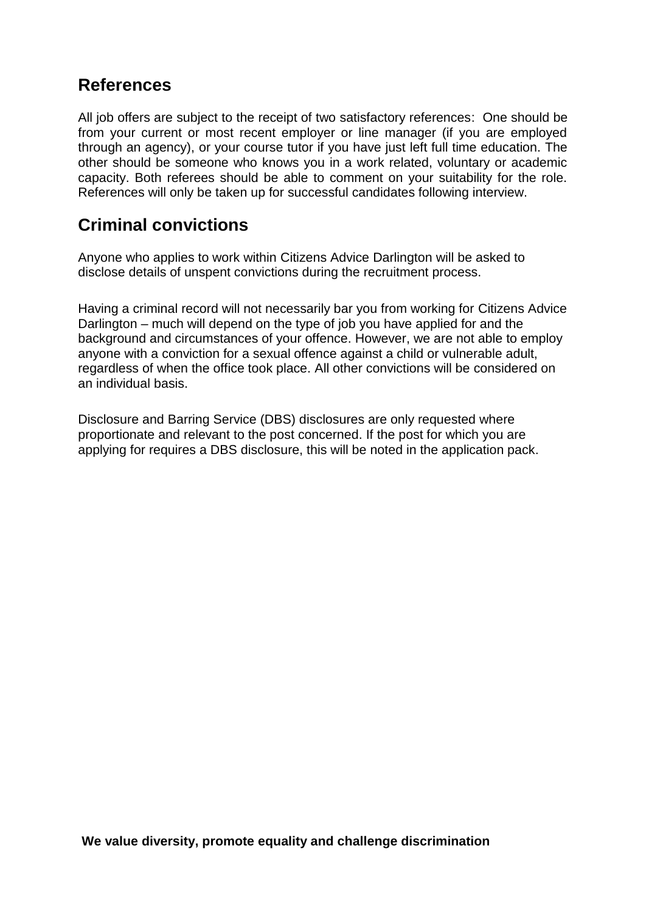## References

All job offers are subject to the receipt of two satisfactory references: One should be from your current or most recent employer or line manager (if you are employed through an agency), or your course tutor if you have just left full time education. The other should be someone who knows you in a work related, voluntary or academic capacity. Both referees should be able to comment on your suitability for the role. References will only be taken up for successful candidates following interview.

## Criminal convictions

Anyone who applies to work within Citizens Advice Darlington will be asked to disclose details of unspent convictions during the recruitment process.

Having a criminal record will not necessarily bar you from working for Citizens Advice Darlington – much will depend on the type of job you have applied for and the background and circumstances of your offence. However, we are not able to employ anyone with a conviction for a sexual offence against a child or vulnerable adult, regardless of when the office took place. All other convictions will be considered on an individual basis.

Disclosure and Barring Service (DBS) disclosures are only requested where proportionate and relevant to the post concerned. If the post for which you are applying for requires a DBS disclosure, this will be noted in the application pack.

**We value diversity, promote equality and challenge discrimination**